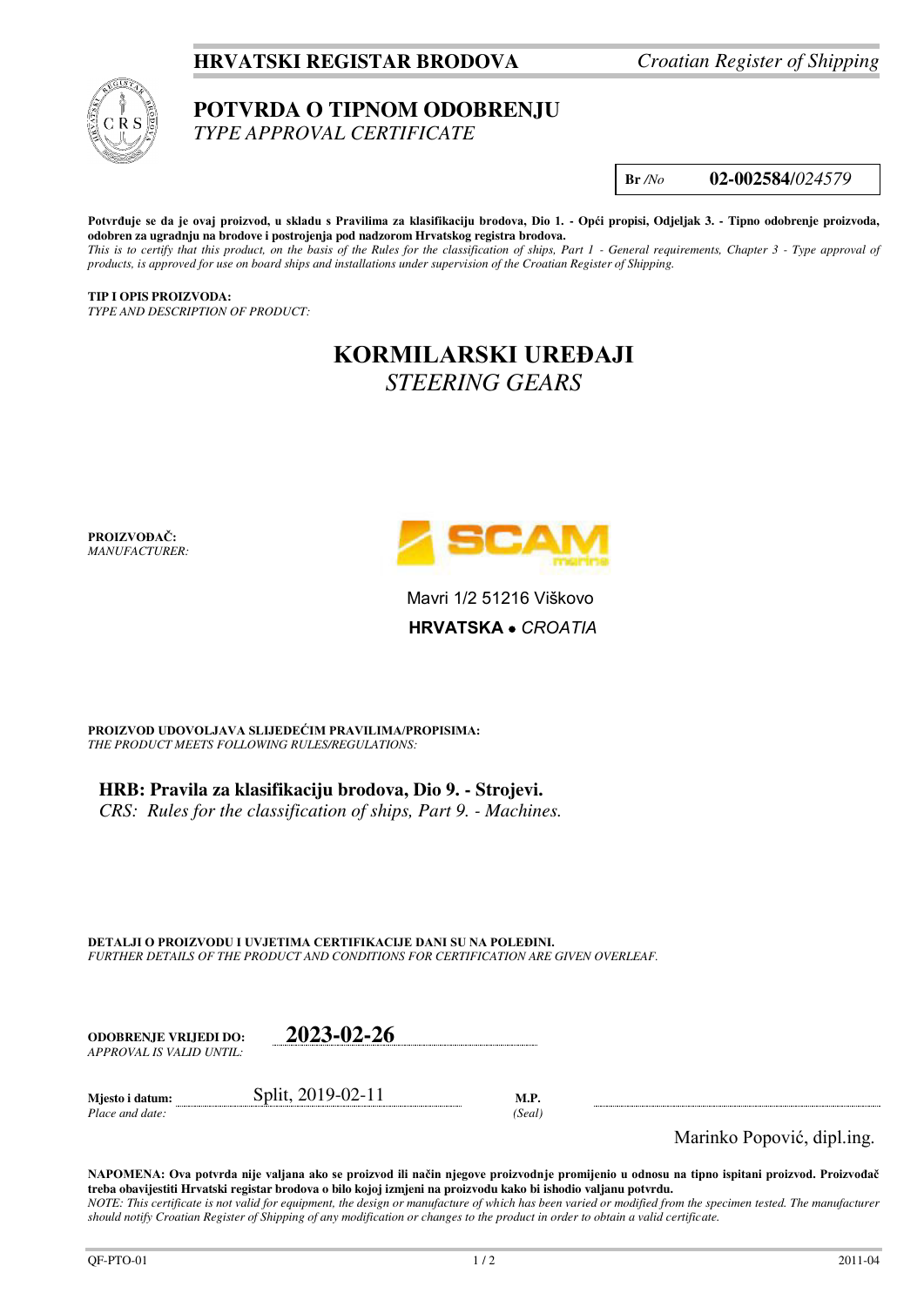**HRVATSKI REGISTAR BRODOVA** *Croatian Register of Shipping*

# POTVRDA O TIPNOM ODOBRENJU
*TYPE APPROVAL CERTIFICATE*

**Br** */No* **02-002584/***024579*

**Potvrđuje se da je ovaj proizvod, u skladu s Pravilima za klasifikaciju brodova, Dio 1. - Opći propisi, Odjeljak 3. - Tipno odobrenje proizvoda, odobren za ugradnju na brodove i postrojenja pod nadzorom Hrvatskog registra brodova.**
*This is to certify that this product, on the basis of the Rules for the classification of ships, Part 1 - General requirements, Chapter 3 - Type approval of products, is approved for use on board ships and installations under supervision of the Croatian Register of Shipping.*

**TIP I OPIS PROIZVODA:**
*TYPE AND DESCRIPTION OF PRODUCT:*

## KORMILARSKI UREĐAJI
*STEERING GEARS*

**PROIZVOĐAČ:**
*MANUFACTURER:*

SCAM marine

Mavri 1/2 51216 Viškovo

**HRVATSKA** • *CROATIA*

**PROIZVOD UDOVOLJAVA SLIJEDEĆIM PRAVILIMA/PROPISIMA:**
*THE PRODUCT MEETS FOLLOWING RULES/REGULATIONS:*

**HRB: Pravila za klasifikaciju brodova, Dio 9. - Strojevi.**
*CRS: Rules for the classification of ships, Part 9. - Machines.*

**DETALJI O PROIZVODU I UVJETIMA CERTIFIKACIJE DANI SU NA POLEĐINI.**
*FURTHER DETAILS OF THE PRODUCT AND CONDITIONS FOR CERTIFICATION ARE GIVEN OVERLEAF.*

**ODOBRENJE VRIJEDI DO:** **2023-02-26**
*APPROVAL IS VALID UNTIL:*

**Mjesto i datum:** Split, 2019-02-11 **M.P.**
*Place and date:* *(Seal)*

Marinko Popović, dipl.ing.

**NAPOMENA: Ova potvrda nije valjana ako se proizvod ili način njegove proizvodnje promijenio u odnosu na tipno ispitani proizvod. Proizvođač treba obavijestiti Hrvatski registar brodova o bilo kojoj izmjeni na proizvodu kako bi ishodio valjanu potvrdu.**
*NOTE: This certificate is not valid for equipment, the design or manufacture of which has been varied or modified from the specimen tested. The manufacturer should notify Croatian Register of Shipping of any modification or changes to the product in order to obtain a valid certificate.*

QF-PTO-01 2011-04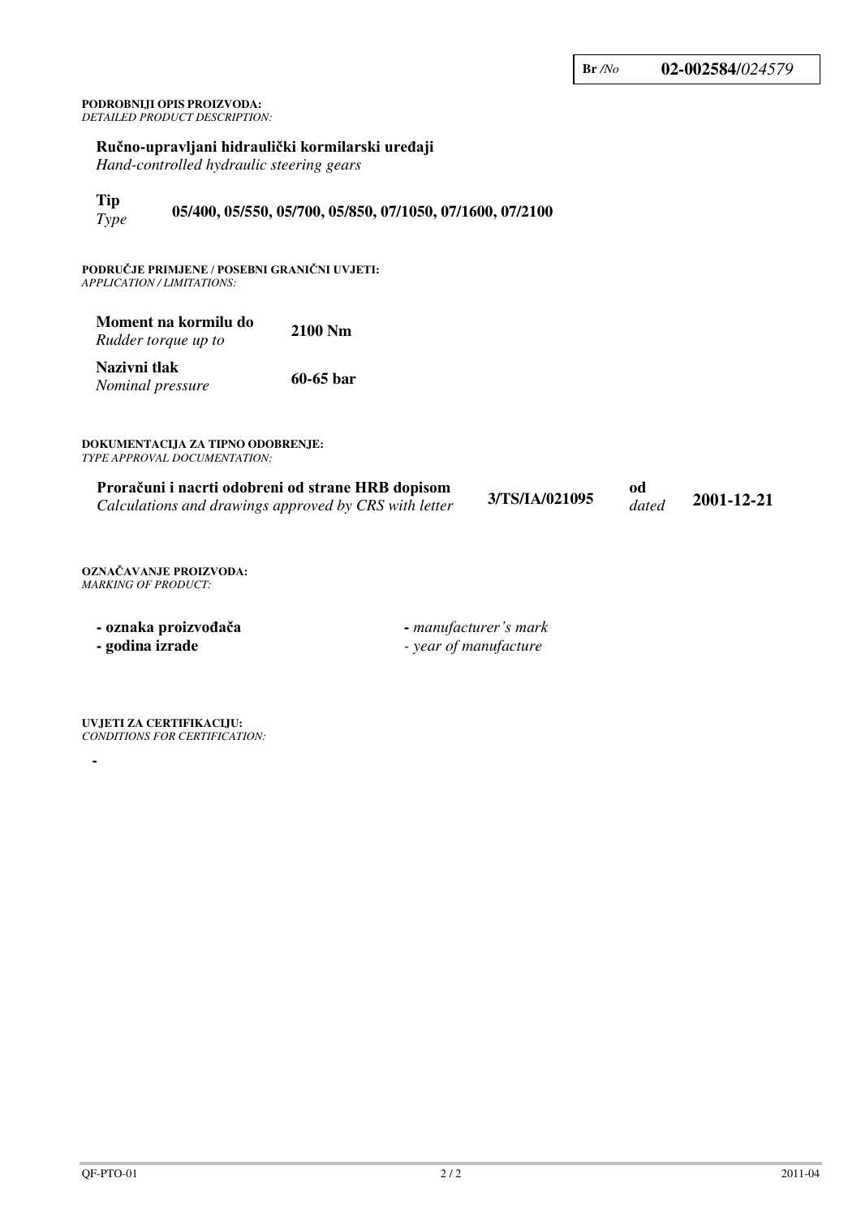**Br** */No* **02-002584/***024579*

**PODROBNIJI OPIS PROIZVODA:**
*DETAILED PRODUCT DESCRIPTION:*

**Ručno-upravljani hidraulički kormilarski uređaji**
*Hand-controlled hydraulic steering gears*

**Tip**
*Type* **05/400, 05/550, 05/700, 05/850, 07/1050, 07/1600, 07/2100**

**PODRUČJE PRIMJENE / POSEBNI GRANIČNI UVJETI:**
*APPLICATION / LIMITATIONS:*

| | |
|---|---|
| **Moment na kormilu do** *Rudder torque up to* | **2100 Nm** |
| **Nazivni tlak** *Nominal pressure* | **60-65 bar** |

**DOKUMENTACIJA ZA TIPNO ODOBRENJE:**
*TYPE APPROVAL DOCUMENTATION:*

| | | | |
|---|---|---|---|
| **Proračuni i nacrti odobreni od strane HRB dopisom** *Calculations and drawings approved by CRS with letter* | **3/TS/IA/021095** | **od** *dated* | **2001-12-21** |

**OZNAČAVANJE PROIZVODA:**
*MARKING OF PRODUCT:*

- **oznaka proizvođača** - *manufacturer's mark*
- **godina izrade** - *year of manufacture*

**UVJETI ZA CERTIFIKACIJU:**
*CONDITIONS FOR CERTIFICATION:*

-